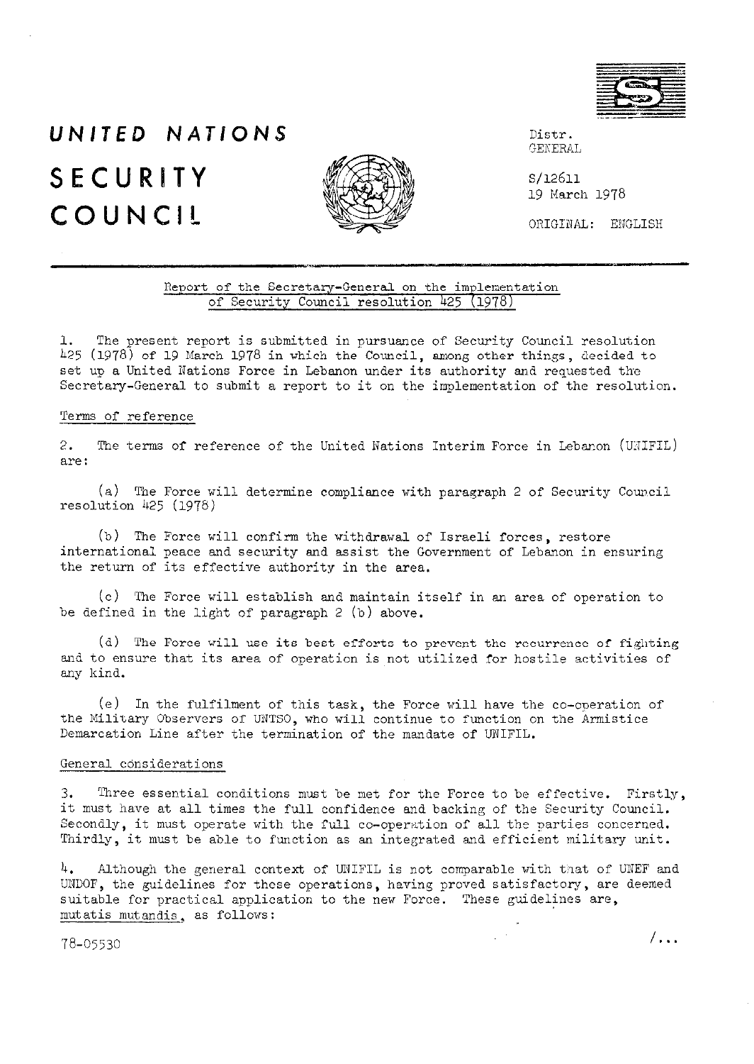# UNITED NATIONS

# SECURITY COUNCIL

Distr.
GENERAL

S/12611
19 March 1978

ORIGINAL: ENGLISH

## Report of the Secretary-General on the implementation of Security Council resolution 425 (1978)

1. The present report is submitted in pursuance of Security Council resolution 425 (1978) of 19 March 1978 in which the Council, among other things, decided to set up a United Nations Force in Lebanon under its authority and requested the Secretary-General to submit a report to it on the implementation of the resolution.

### Terms of reference

2. The terms of reference of the United Nations Interim Force in Lebanon (UNIFIL) are:

(a) The Force will determine compliance with paragraph 2 of Security Council resolution 425 (1978)

(b) The Force will confirm the withdrawal of Israeli forces, restore international peace and security and assist the Government of Lebanon in ensuring the return of its effective authority in the area.

(c) The Force will establish and maintain itself in an area of operation to be defined in the light of paragraph 2 (b) above.

(d) The Force will use its best efforts to prevent the recurrence of fighting and to ensure that its area of operation is not utilized for hostile activities of any kind.

(e) In the fulfilment of this task, the Force will have the co-operation of the Military Observers of UNTSO, who will continue to function on the Armistice Demarcation Line after the termination of the mandate of UNIFIL.

### General considerations

3. Three essential conditions must be met for the Force to be effective. Firstly, it must have at all times the full confidence and backing of the Security Council. Secondly, it must operate with the full co-operation of all the parties concerned. Thirdly, it must be able to function as an integrated and efficient military unit.

4. Although the general context of UNIFIL is not comparable with that of UNEF and UNDOF, the guidelines for these operations, having proved satisfactory, are deemed suitable for practical application to the new Force. These guidelines are, *mutatis mutandis*, as follows:

78-05530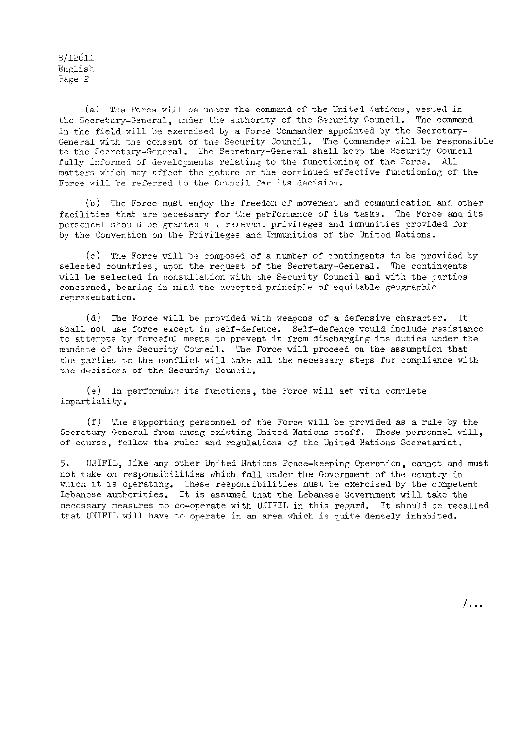(a) The Force will be under the command of the United Nations, vested in the Secretary-General, under the authority of the Security Council. The command in the field will be exercised by a Force Commander appointed by the Secretary-General with the consent of the Security Council. The Commander will be responsible to the Secretary-General. The Secretary-General shall keep the Security Council fully informed of developments relating to the functioning of the Force. All matters which may affect the nature or the continued effective functioning of the Force will be referred to the Council for its decision.

(b) The Force must enjoy the freedom of movement and communication and other facilities that are necessary for the performance of its tasks. The Force and its personnel should be granted all relevant privileges and immunities provided for by the Convention on the Privileges and Immunities of the United Nations.

(c) The Force will be composed of a number of contingents to be provided by selected countries, upon the request of the Secretary-General. The contingents will be selected in consultation with the Security Council and with the parties concerned, bearing in mind the accepted principle of equitable geographic representation.

(d) The Force will be provided with weapons of a defensive character. It shall not use force except in self-defence. Self-defence would include resistance to attempts by forceful means to prevent it from discharging its duties under the mandate of the Security Council. The Force will proceed on the assumption that the parties to the conflict will take all the necessary steps for compliance with the decisions of the Security Council.

(e) In performing its functions, the Force will act with complete impartiality.

(f) The supporting personnel of the Force will be provided as a rule by the Secretary-General from among existing United Nations staff. Those personnel will, of course, follow the rules and regulations of the United Nations Secretariat.

5. UNIFIL, like any other United Nations Peace-keeping Operation, cannot and must not take on responsibilities which fall under the Government of the country in which it is operating. These responsibilities must be exercised by the competent Lebanese authorities. It is assumed that the Lebanese Government will take the necessary measures to co-operate with UNIFIL in this regard. It should be recalled that UNIFIL will have to operate in an area which is quite densely inhabited.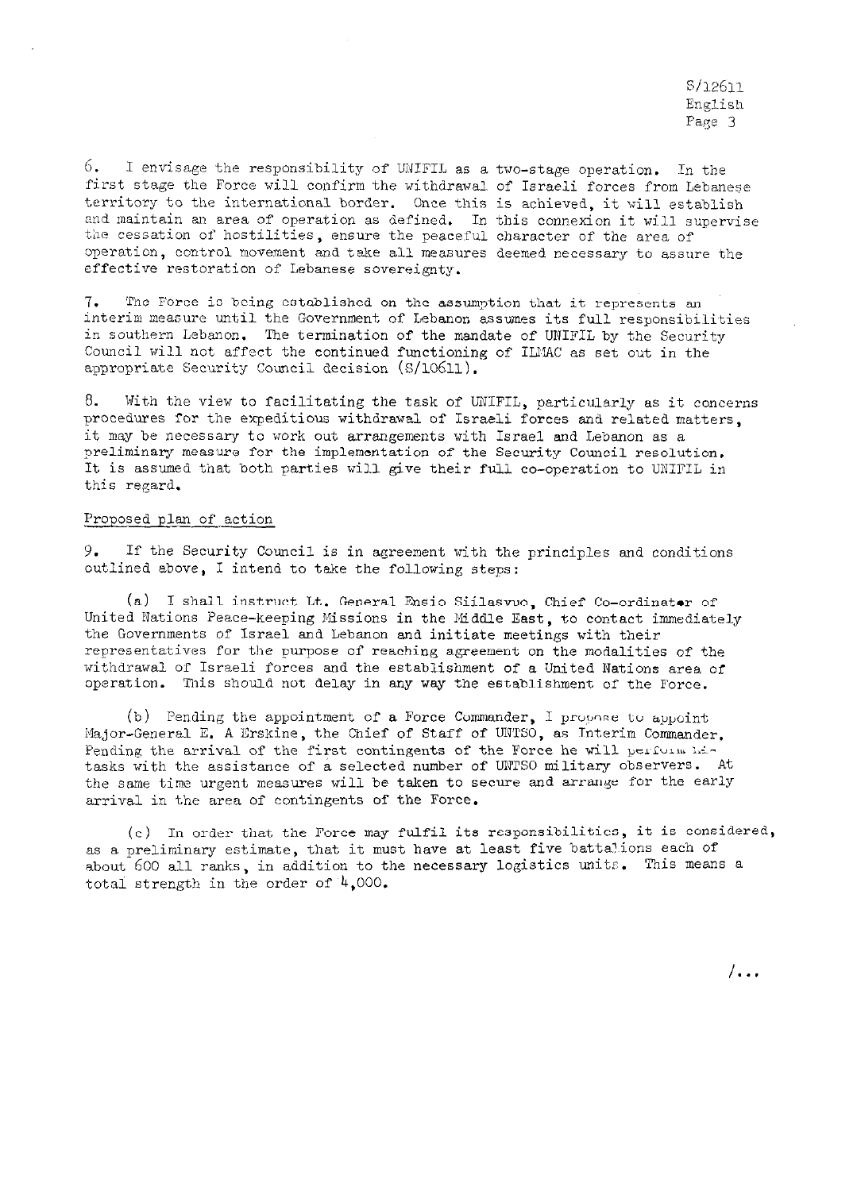6. I envisage the responsibility of UNIFIL as a two-stage operation. In the first stage the Force will confirm the withdrawal of Israeli forces from Lebanese territory to the international border. Once this is achieved, it will establish and maintain an area of operation as defined. In this connexion it will supervise the cessation of hostilities, ensure the peaceful character of the area of operation, control movement and take all measures deemed necessary to assure the effective restoration of Lebanese sovereignty.

7. The Force is being established on the assumption that it represents an interim measure until the Government of Lebanon assumes its full responsibilities in southern Lebanon. The termination of the mandate of UNIFIL by the Security Council will not affect the continued functioning of ILMAC as set out in the appropriate Security Council decision (S/10611).

8. With the view to facilitating the task of UNIFIL, particularly as it concerns procedures for the expeditious withdrawal of Israeli forces and related matters, it may be necessary to work out arrangements with Israel and Lebanon as a preliminary measure for the implementation of the Security Council resolution. It is assumed that both parties will give their full co-operation to UNIFIL in this regard.

Proposed plan of action

9. If the Security Council is in agreement with the principles and conditions outlined above, I intend to take the following steps:

(a) I shall instruct Lt. General Ensio Siilasvuo, Chief Co-ordinator of United Nations Peace-keeping Missions in the Middle East, to contact immediately the Governments of Israel and Lebanon and initiate meetings with their representatives for the purpose of reaching agreement on the modalities of the withdrawal of Israeli forces and the establishment of a United Nations area of operation. This should not delay in any way the establishment of the Force.

(b) Pending the appointment of a Force Commander, I propose to appoint Major-General E. A Erskine, the Chief of Staff of UNTSO, as Interim Commander. Pending the arrival of the first contingents of the Force he will perform his tasks with the assistance of a selected number of UNTSO military observers. At the same time urgent measures will be taken to secure and arrange for the early arrival in the area of contingents of the Force.

(c) In order that the Force may fulfil its responsibilities, it is considered, as a preliminary estimate, that it must have at least five battalions each of about 600 all ranks, in addition to the necessary logistics units. This means a total strength in the order of 4,000.

/...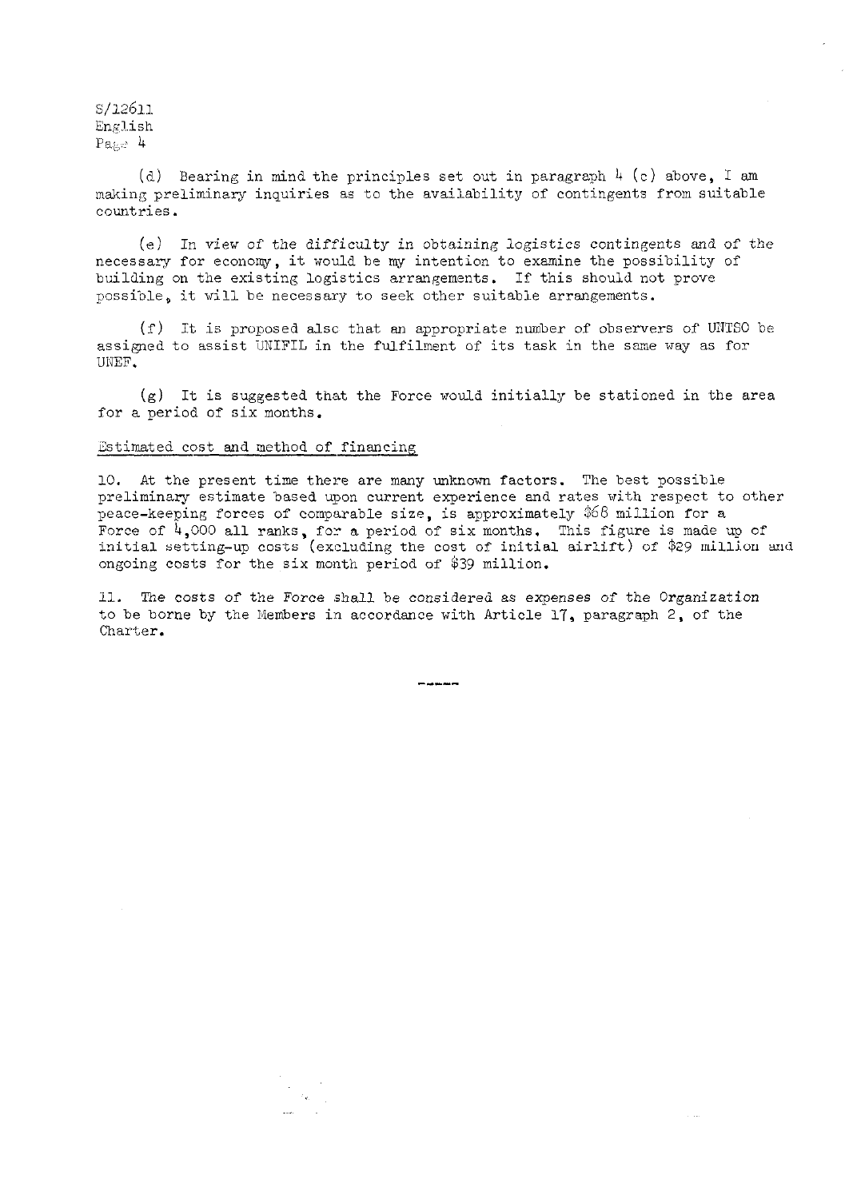(d) Bearing in mind the principles set out in paragraph 4 (c) above, I am making preliminary inquiries as to the availability of contingents from suitable countries.

(e) In view of the difficulty in obtaining logistics contingents and of the necessary for economy, it would be my intention to examine the possibility of building on the existing logistics arrangements. If this should not prove possible, it will be necessary to seek other suitable arrangements.

(f) It is proposed also that an appropriate number of observers of UNTSO be assigned to assist UNIFIL in the fulfilment of its task in the same way as for UNEF.

(g) It is suggested that the Force would initially be stationed in the area for a period of six months.

Estimated cost and method of financing

10. At the present time there are many unknown factors. The best possible preliminary estimate based upon current experience and rates with respect to other peace-keeping forces of comparable size, is approximately $68 million for a Force of 4,000 all ranks, for a period of six months. This figure is made up of initial setting-up costs (excluding the cost of initial airlift) of $29 million and ongoing costs for the six month period of $39 million.

11. The costs of the Force shall be considered as expenses of the Organization to be borne by the Members in accordance with Article 17, paragraph 2, of the Charter.

-----